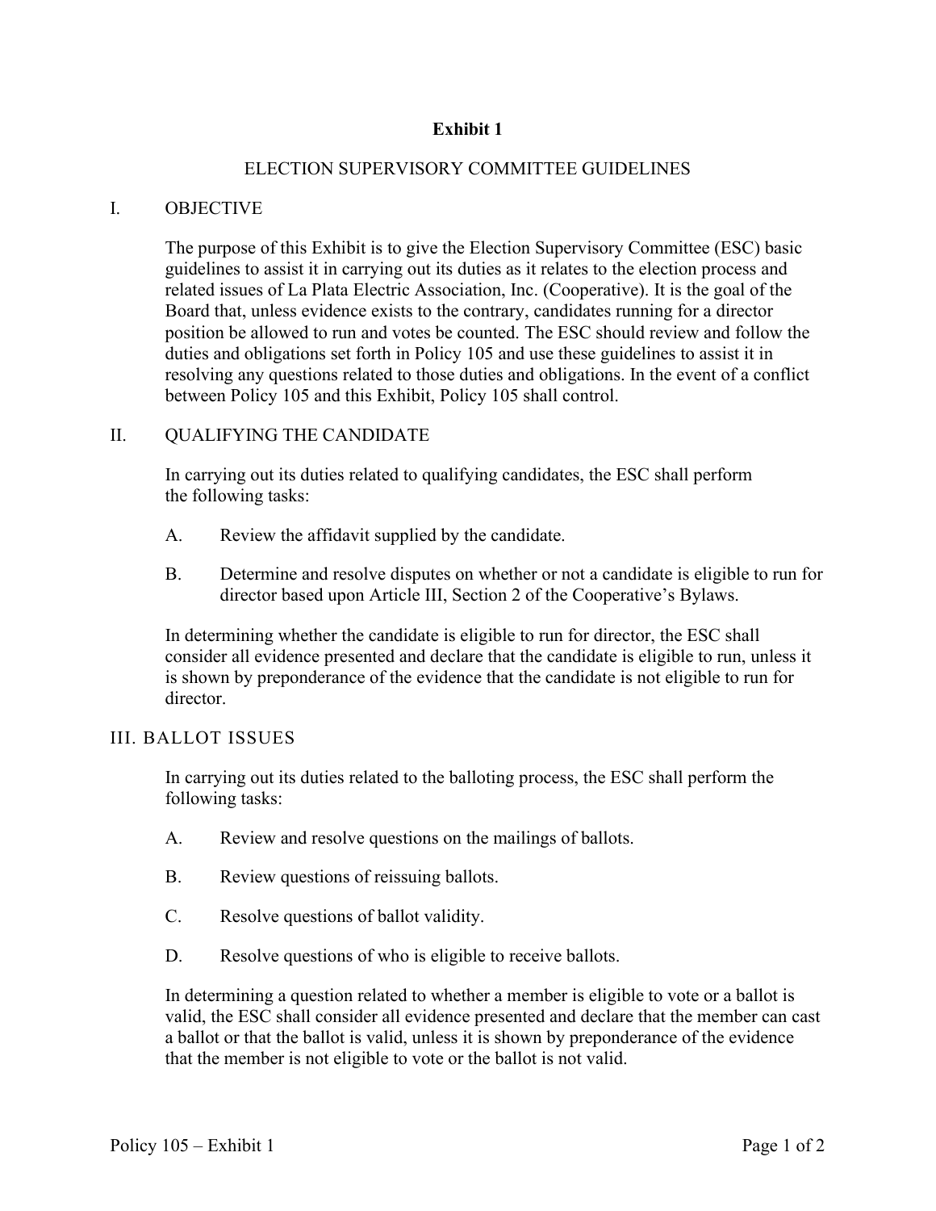# Exhibit 1

## ELECTION SUPERVISORY COMMITTEE GUIDELINES

### I. OBJECTIVE

The purpose of this Exhibit is to give the Election Supervisory Committee (ESC) basic guidelines to assist it in carrying out its duties as it relates to the election process and related issues of La Plata Electric Association, Inc. (Cooperative). It is the goal of the Board that, unless evidence exists to the contrary, candidates running for a director position be allowed to run and votes be counted. The ESC should review and follow the duties and obligations set forth in Policy 105 and use these guidelines to assist it in resolving any questions related to those duties and obligations. In the event of a conflict between Policy 105 and this Exhibit, Policy 105 shall control.

### II. QUALIFYING THE CANDIDATE

In carrying out its duties related to qualifying candidates, the ESC shall perform the following tasks:

A. Review the affidavit supplied by the candidate.

B. Determine and resolve disputes on whether or not a candidate is eligible to run for director based upon Article III, Section 2 of the Cooperative's Bylaws.

In determining whether the candidate is eligible to run for director, the ESC shall consider all evidence presented and declare that the candidate is eligible to run, unless it is shown by preponderance of the evidence that the candidate is not eligible to run for director.

### III. BALLOT ISSUES

In carrying out its duties related to the balloting process, the ESC shall perform the following tasks:

A. Review and resolve questions on the mailings of ballots.

B. Review questions of reissuing ballots.

C. Resolve questions of ballot validity.

D. Resolve questions of who is eligible to receive ballots.

In determining a question related to whether a member is eligible to vote or a ballot is valid, the ESC shall consider all evidence presented and declare that the member can cast a ballot or that the ballot is valid, unless it is shown by preponderance of the evidence that the member is not eligible to vote or the ballot is not valid.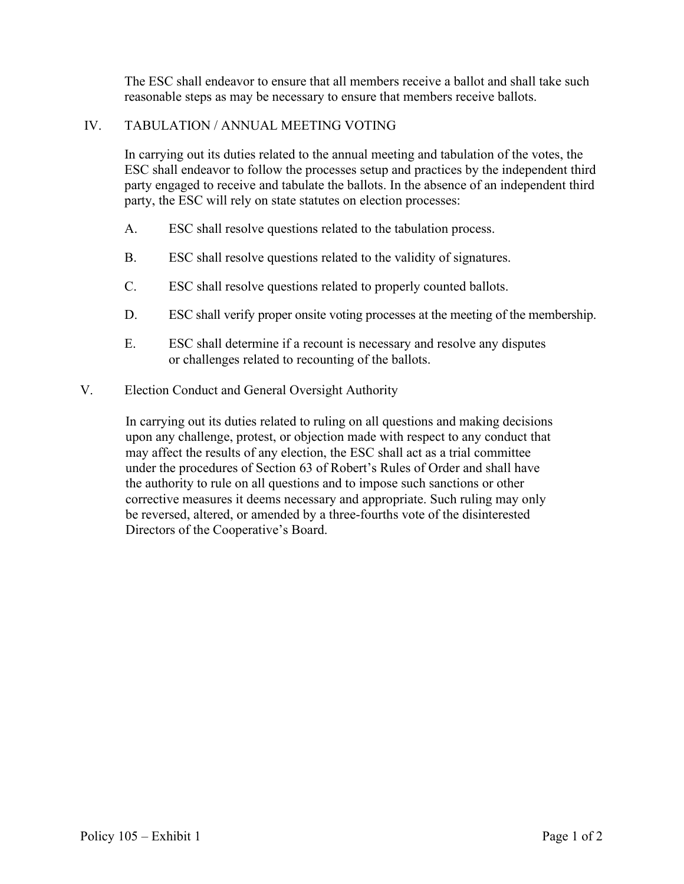The ESC shall endeavor to ensure that all members receive a ballot and shall take such reasonable steps as may be necessary to ensure that members receive ballots.

## IV. TABULATION / ANNUAL MEETING VOTING

In carrying out its duties related to the annual meeting and tabulation of the votes, the ESC shall endeavor to follow the processes setup and practices by the independent third party engaged to receive and tabulate the ballots. In the absence of an independent third party, the ESC will rely on state statutes on election processes:

A. ESC shall resolve questions related to the tabulation process.

B. ESC shall resolve questions related to the validity of signatures.

C. ESC shall resolve questions related to properly counted ballots.

D. ESC shall verify proper onsite voting processes at the meeting of the membership.

E. ESC shall determine if a recount is necessary and resolve any disputes or challenges related to recounting of the ballots.

## V. Election Conduct and General Oversight Authority

In carrying out its duties related to ruling on all questions and making decisions upon any challenge, protest, or objection made with respect to any conduct that may affect the results of any election, the ESC shall act as a trial committee under the procedures of Section 63 of Robert's Rules of Order and shall have the authority to rule on all questions and to impose such sanctions or other corrective measures it deems necessary and appropriate. Such ruling may only be reversed, altered, or amended by a three-fourths vote of the disinterested Directors of the Cooperative's Board.